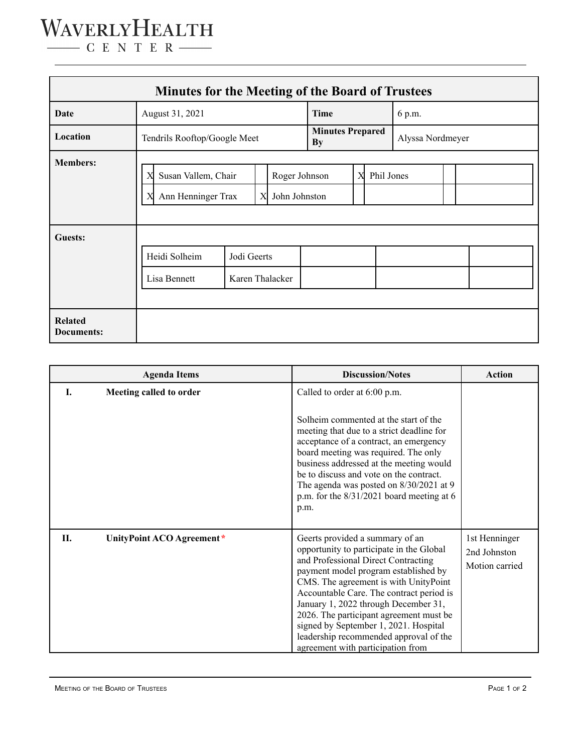WAVERLY HEALTH CENTER

# Minutes for the Meeting of the Board of Trustees

| | | | |
|---|---|---|---|
| **Date** | August 31, 2021 | **Time** | 6 p.m. |
| **Location** | Tendrils Rooftop/Google Meet | **Minutes Prepared By** | Alyssa Nordmeyer |

**Members:**

| | | | | | | | |
|---|---|---|---|---|---|---|---|
| X | Susan Vallem, Chair | | Roger Johnson | X | Phil Jones | | |
| X | Ann Henninger Trax | X | John Johnston | | | | |

**Guests:**

| | | | | |
|---|---|---|---|---|
| Heidi Solheim | Jodi Geerts | | | |
| Lisa Bennett | Karen Thalacker | | | |

**Related Documents:**

| Agenda Items | Discussion/Notes | Action |
|---|---|---|
| **I. Meeting called to order** | Called to order at 6:00 p.m.<br><br>Solheim commented at the start of the meeting that due to a strict deadline for acceptance of a contract, an emergency board meeting was required. The only business addressed at the meeting would be to discuss and vote on the contract. The agenda was posted on 8/30/2021 at 9 p.m. for the 8/31/2021 board meeting at 6 p.m. | |
| **II. UnityPoint ACO Agreement*** | Geerts provided a summary of an opportunity to participate in the Global and Professional Direct Contracting payment model program established by CMS. The agreement is with UnityPoint Accountable Care. The contract period is January 1, 2022 through December 31, 2026. The participant agreement must be signed by September 1, 2021. Hospital leadership recommended approval of the agreement with participation from | 1st Henninger<br>2nd Johnston<br>Motion carried |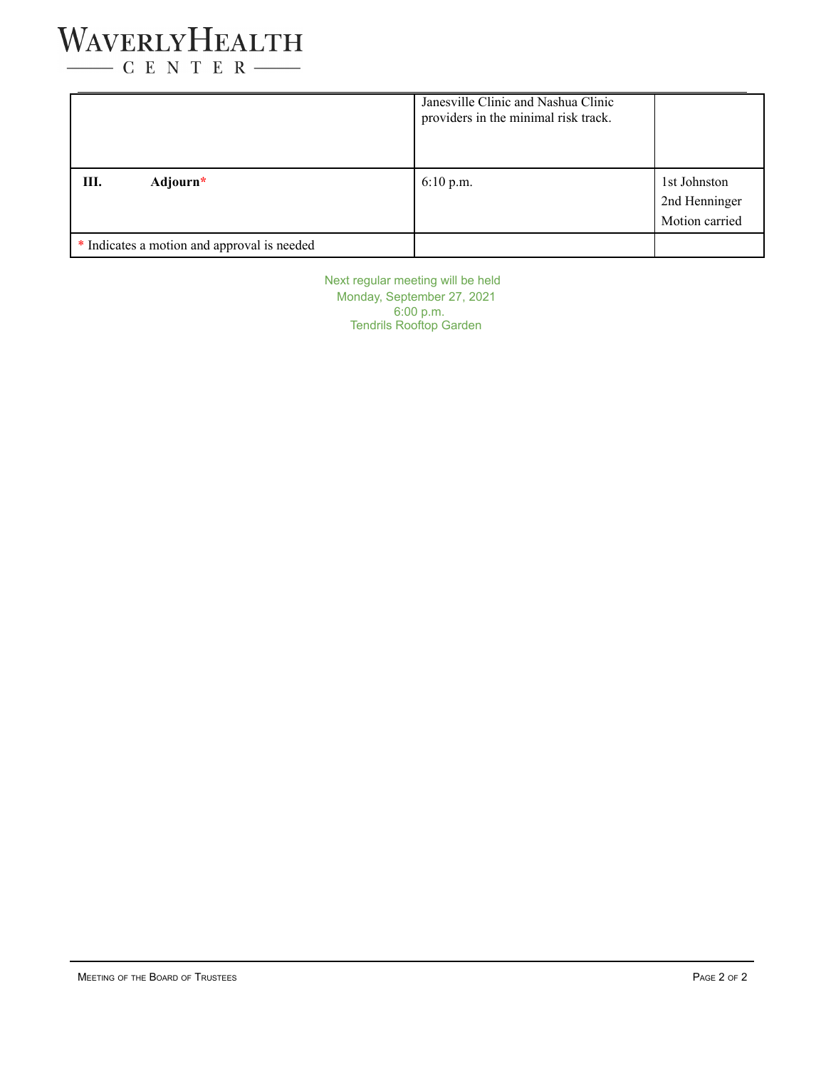| | | |
|---|---|---|
| | Janesville Clinic and Nashua Clinic providers in the minimal risk track. | |
| **III. Adjourn*** | 6:10 p.m. | 1st Johnston<br>2nd Henninger<br>Motion carried |
| * Indicates a motion and approval is needed | | |

Next regular meeting will be held
Monday, September 27, 2021
6:00 p.m.
Tendrils Rooftop Garden